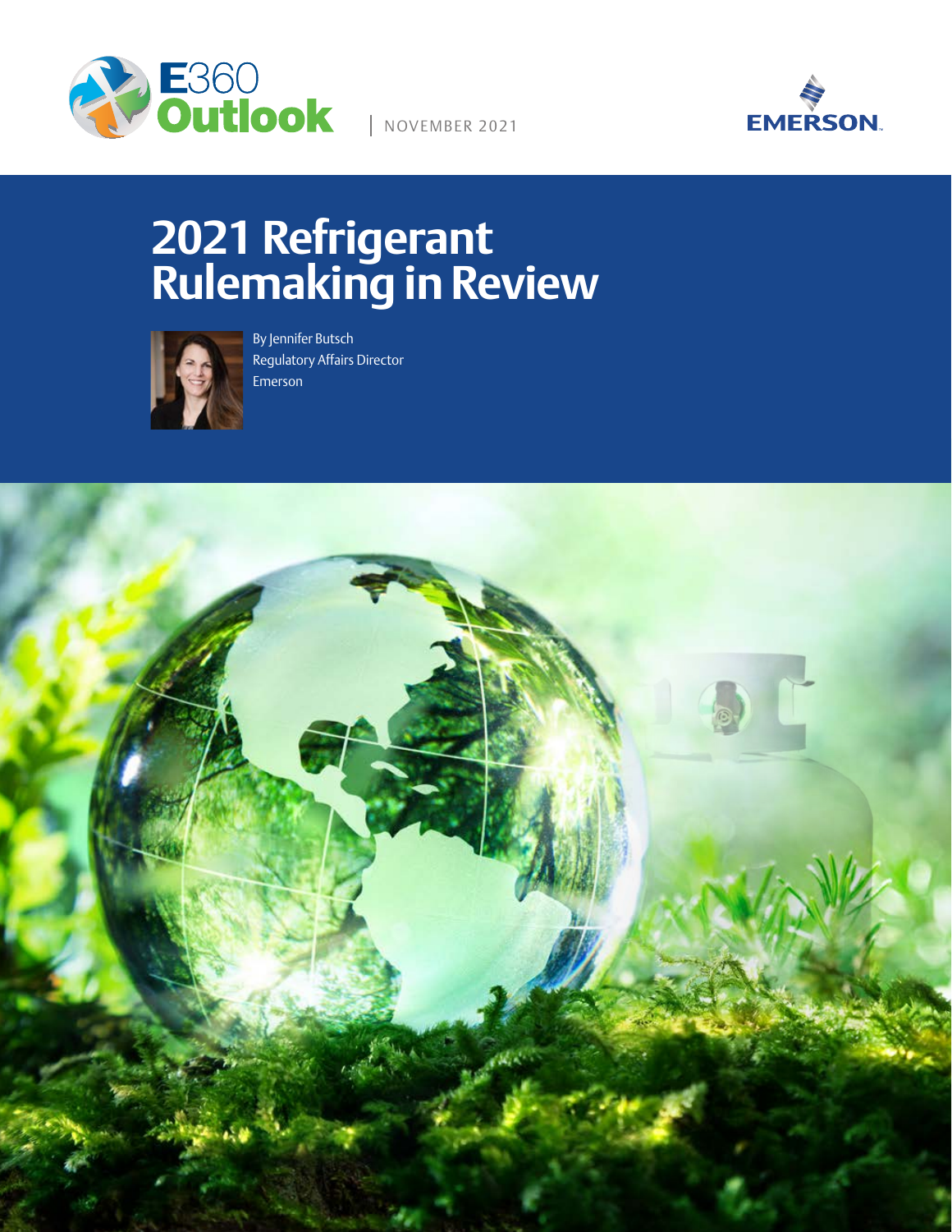E360 Outlook | NOVEMBER 2021

EMERSON

# 2021 Refrigerant Rulemaking in Review

By Jennifer Butsch
Regulatory Affairs Director
Emerson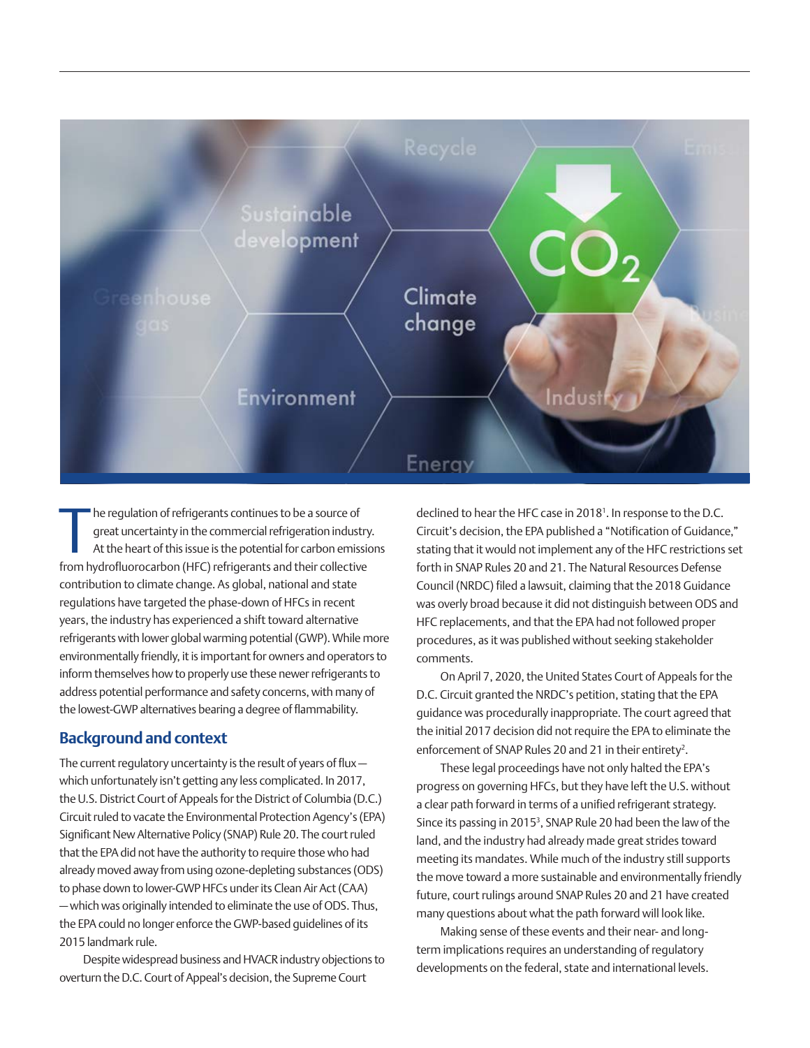The regulation of refrigerants continues to be a source of great uncertainty in the commercial refrigeration industry. At the heart of this issue is the potential for carbon emissions from hydrofluorocarbon (HFC) refrigerants and their collective contribution to climate change. As global, national and state regulations have targeted the phase-down of HFCs in recent years, the industry has experienced a shift toward alternative refrigerants with lower global warming potential (GWP). While more environmentally friendly, it is important for owners and operators to inform themselves how to properly use these newer refrigerants to address potential performance and safety concerns, with many of the lowest-GWP alternatives bearing a degree of flammability.

## Background and context

The current regulatory uncertainty is the result of years of flux — which unfortunately isn't getting any less complicated. In 2017, the U.S. District Court of Appeals for the District of Columbia (D.C.) Circuit ruled to vacate the Environmental Protection Agency's (EPA) Significant New Alternative Policy (SNAP) Rule 20. The court ruled that the EPA did not have the authority to require those who had already moved away from using ozone-depleting substances (ODS) to phase down to lower-GWP HFCs under its Clean Air Act (CAA) — which was originally intended to eliminate the use of ODS. Thus, the EPA could no longer enforce the GWP-based guidelines of its 2015 landmark rule.

Despite widespread business and HVACR industry objections to overturn the D.C. Court of Appeal's decision, the Supreme Court declined to hear the HFC case in 2018[1]. In response to the D.C. Circuit's decision, the EPA published a "Notification of Guidance," stating that it would not implement any of the HFC restrictions set forth in SNAP Rules 20 and 21. The Natural Resources Defense Council (NRDC) filed a lawsuit, claiming that the 2018 Guidance was overly broad because it did not distinguish between ODS and HFC replacements, and that the EPA had not followed proper procedures, as it was published without seeking stakeholder comments.

On April 7, 2020, the United States Court of Appeals for the D.C. Circuit granted the NRDC's petition, stating that the EPA guidance was procedurally inappropriate. The court agreed that the initial 2017 decision did not require the EPA to eliminate the enforcement of SNAP Rules 20 and 21 in their entirety[2].

These legal proceedings have not only halted the EPA's progress on governing HFCs, but they have left the U.S. without a clear path forward in terms of a unified refrigerant strategy. Since its passing in 2015[3], SNAP Rule 20 had been the law of the land, and the industry had already made great strides toward meeting its mandates. While much of the industry still supports the move toward a more sustainable and environmentally friendly future, court rulings around SNAP Rules 20 and 21 have created many questions about what the path forward will look like.

Making sense of these events and their near- and long-term implications requires an understanding of regulatory developments on the federal, state and international levels.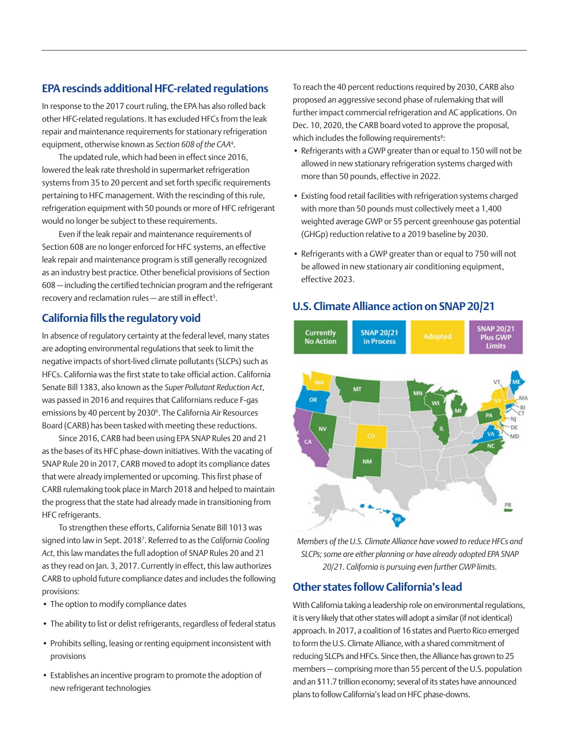## EPA rescinds additional HFC-related regulations

In response to the 2017 court ruling, the EPA has also rolled back other HFC-related regulations. It has excluded HFCs from the leak repair and maintenance requirements for stationary refrigeration equipment, otherwise known as *Section 608 of the CAA*[4].

The updated rule, which had been in effect since 2016, lowered the leak rate threshold in supermarket refrigeration systems from 35 to 20 percent and set forth specific requirements pertaining to HFC management. With the rescinding of this rule, refrigeration equipment with 50 pounds or more of HFC refrigerant would no longer be subject to these requirements.

Even if the leak repair and maintenance requirements of Section 608 are no longer enforced for HFC systems, an effective leak repair and maintenance program is still generally recognized as an industry best practice. Other beneficial provisions of Section 608 — including the certified technician program and the refrigerant recovery and reclamation rules — are still in effect[5].

## California fills the regulatory void

In absence of regulatory certainty at the federal level, many states are adopting environmental regulations that seek to limit the negative impacts of short-lived climate pollutants (SLCPs) such as HFCs. California was the first state to take official action. California Senate Bill 1383, also known as the *Super Pollutant Reduction Act*, was passed in 2016 and requires that Californians reduce F-gas emissions by 40 percent by 2030[6]. The California Air Resources Board (CARB) has been tasked with meeting these reductions.

Since 2016, CARB had been using EPA SNAP Rules 20 and 21 as the bases of its HFC phase-down initiatives. With the vacating of SNAP Rule 20 in 2017, CARB moved to adopt its compliance dates that were already implemented or upcoming. This first phase of CARB rulemaking took place in March 2018 and helped to maintain the progress that the state had already made in transitioning from HFC refrigerants.

To strengthen these efforts, California Senate Bill 1013 was signed into law in Sept. 2018[7]. Referred to as the *California Cooling Act*, this law mandates the full adoption of SNAP Rules 20 and 21 as they read on Jan. 3, 2017. Currently in effect, this law authorizes CARB to uphold future compliance dates and includes the following provisions:

- The option to modify compliance dates
- The ability to list or delist refrigerants, regardless of federal status
- Prohibits selling, leasing or renting equipment inconsistent with provisions
- Establishes an incentive program to promote the adoption of new refrigerant technologies

To reach the 40 percent reductions required by 2030, CARB also proposed an aggressive second phase of rulemaking that will further impact commercial refrigeration and AC applications. On Dec. 10, 2020, the CARB board voted to approve the proposal, which includes the following requirements[8]:

- Refrigerants with a GWP greater than or equal to 150 will not be allowed in new stationary refrigeration systems charged with more than 50 pounds, effective in 2022.
- Existing food retail facilities with refrigeration systems charged with more than 50 pounds must collectively meet a 1,400 weighted average GWP or 55 percent greenhouse gas potential (GHGp) reduction relative to a 2019 baseline by 2030.
- Refrigerants with a GWP greater than or equal to 750 will not be allowed in new stationary air conditioning equipment, effective 2023.

## U.S. Climate Alliance action on SNAP 20/21

*Members of the U.S. Climate Alliance have vowed to reduce HFCs and SLCPs; some are either planning or have already adopted EPA SNAP 20/21. California is pursuing even further GWP limits.*

## Other states follow California's lead

With California taking a leadership role on environmental regulations, it is very likely that other states will adopt a similar (if not identical) approach. In 2017, a coalition of 16 states and Puerto Rico emerged to form the U.S. Climate Alliance, with a shared commitment of reducing SLCPs and HFCs. Since then, the Alliance has grown to 25 members — comprising more than 55 percent of the U.S. population and an $11.7 trillion economy; several of its states have announced plans to follow California's lead on HFC phase-downs.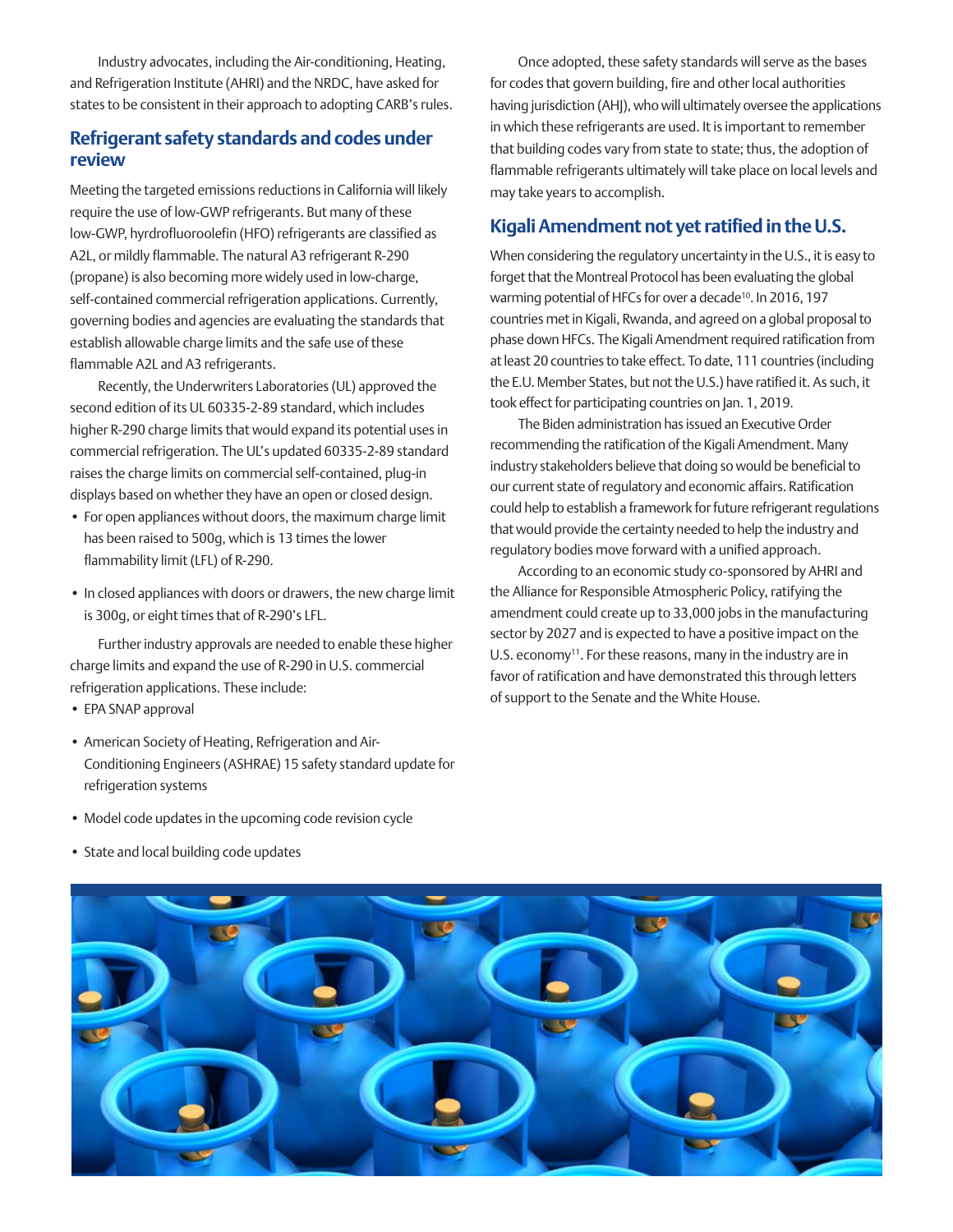Industry advocates, including the Air-conditioning, Heating, and Refrigeration Institute (AHRI) and the NRDC, have asked for states to be consistent in their approach to adopting CARB's rules.

## Refrigerant safety standards and codes under review

Meeting the targeted emissions reductions in California will likely require the use of low-GWP refrigerants. But many of these low-GWP, hyrdrofluoroolefin (HFO) refrigerants are classified as A2L, or mildly flammable. The natural A3 refrigerant R-290 (propane) is also becoming more widely used in low-charge, self-contained commercial refrigeration applications. Currently, governing bodies and agencies are evaluating the standards that establish allowable charge limits and the safe use of these flammable A2L and A3 refrigerants.

Recently, the Underwriters Laboratories (UL) approved the second edition of its UL 60335-2-89 standard, which includes higher R-290 charge limits that would expand its potential uses in commercial refrigeration. The UL's updated 60335-2-89 standard raises the charge limits on commercial self-contained, plug-in displays based on whether they have an open or closed design.

- For open appliances without doors, the maximum charge limit has been raised to 500g, which is 13 times the lower flammability limit (LFL) of R-290.
- In closed appliances with doors or drawers, the new charge limit is 300g, or eight times that of R-290's LFL.

Further industry approvals are needed to enable these higher charge limits and expand the use of R-290 in U.S. commercial refrigeration applications. These include:

- EPA SNAP approval
- American Society of Heating, Refrigeration and Air-Conditioning Engineers (ASHRAE) 15 safety standard update for refrigeration systems
- Model code updates in the upcoming code revision cycle
- State and local building code updates

Once adopted, these safety standards will serve as the bases for codes that govern building, fire and other local authorities having jurisdiction (AHJ), who will ultimately oversee the applications in which these refrigerants are used. It is important to remember that building codes vary from state to state; thus, the adoption of flammable refrigerants ultimately will take place on local levels and may take years to accomplish.

## Kigali Amendment not yet ratified in the U.S.

When considering the regulatory uncertainty in the U.S., it is easy to forget that the Montreal Protocol has been evaluating the global warming potential of HFCs for over a decade[10]. In 2016, 197 countries met in Kigali, Rwanda, and agreed on a global proposal to phase down HFCs. The Kigali Amendment required ratification from at least 20 countries to take effect. To date, 111 countries (including the E.U. Member States, but not the U.S.) have ratified it. As such, it took effect for participating countries on Jan. 1, 2019.

The Biden administration has issued an Executive Order recommending the ratification of the Kigali Amendment. Many industry stakeholders believe that doing so would be beneficial to our current state of regulatory and economic affairs. Ratification could help to establish a framework for future refrigerant regulations that would provide the certainty needed to help the industry and regulatory bodies move forward with a unified approach.

According to an economic study co-sponsored by AHRI and the Alliance for Responsible Atmospheric Policy, ratifying the amendment could create up to 33,000 jobs in the manufacturing sector by 2027 and is expected to have a positive impact on the U.S. economy[11]. For these reasons, many in the industry are in favor of ratification and have demonstrated this through letters of support to the Senate and the White House.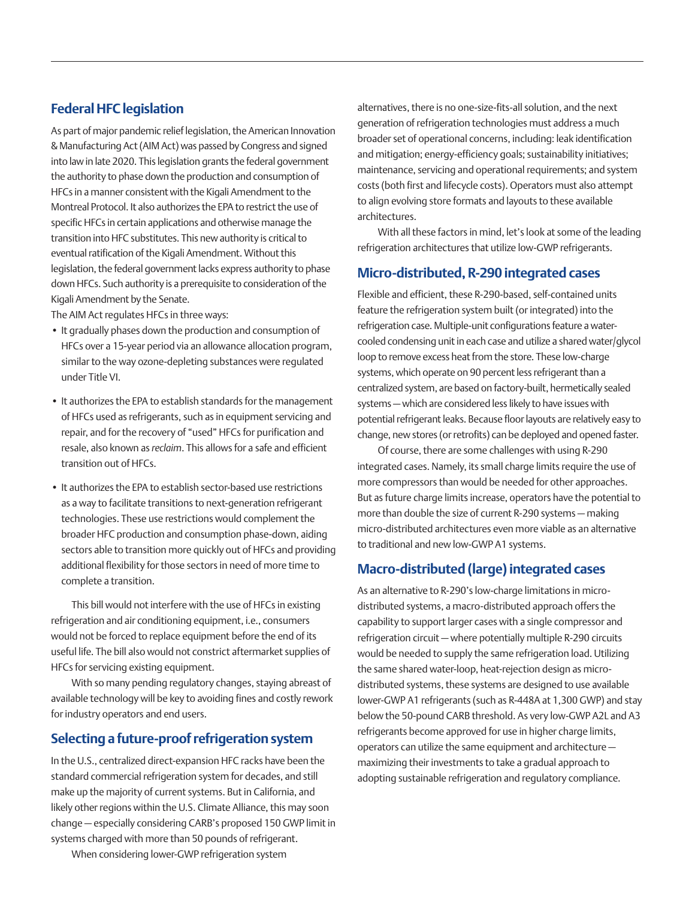## Federal HFC legislation

As part of major pandemic relief legislation, the American Innovation & Manufacturing Act (AIM Act) was passed by Congress and signed into law in late 2020. This legislation grants the federal government the authority to phase down the production and consumption of HFCs in a manner consistent with the Kigali Amendment to the Montreal Protocol. It also authorizes the EPA to restrict the use of specific HFCs in certain applications and otherwise manage the transition into HFC substitutes. This new authority is critical to eventual ratification of the Kigali Amendment. Without this legislation, the federal government lacks express authority to phase down HFCs. Such authority is a prerequisite to consideration of the Kigali Amendment by the Senate.

The AIM Act regulates HFCs in three ways:

- It gradually phases down the production and consumption of HFCs over a 15-year period via an allowance allocation program, similar to the way ozone-depleting substances were regulated under Title VI.
- It authorizes the EPA to establish standards for the management of HFCs used as refrigerants, such as in equipment servicing and repair, and for the recovery of "used" HFCs for purification and resale, also known as *reclaim*. This allows for a safe and efficient transition out of HFCs.
- It authorizes the EPA to establish sector-based use restrictions as a way to facilitate transitions to next-generation refrigerant technologies. These use restrictions would complement the broader HFC production and consumption phase-down, aiding sectors able to transition more quickly out of HFCs and providing additional flexibility for those sectors in need of more time to complete a transition.

This bill would not interfere with the use of HFCs in existing refrigeration and air conditioning equipment, i.e., consumers would not be forced to replace equipment before the end of its useful life. The bill also would not constrict aftermarket supplies of HFCs for servicing existing equipment.

With so many pending regulatory changes, staying abreast of available technology will be key to avoiding fines and costly rework for industry operators and end users.

## Selecting a future-proof refrigeration system

In the U.S., centralized direct-expansion HFC racks have been the standard commercial refrigeration system for decades, and still make up the majority of current systems. But in California, and likely other regions within the U.S. Climate Alliance, this may soon change — especially considering CARB's proposed 150 GWP limit in systems charged with more than 50 pounds of refrigerant.

When considering lower-GWP refrigeration system alternatives, there is no one-size-fits-all solution, and the next generation of refrigeration technologies must address a much broader set of operational concerns, including: leak identification and mitigation; energy-efficiency goals; sustainability initiatives; maintenance, servicing and operational requirements; and system costs (both first and lifecycle costs). Operators must also attempt to align evolving store formats and layouts to these available architectures.

With all these factors in mind, let's look at some of the leading refrigeration architectures that utilize low-GWP refrigerants.

## Micro-distributed, R-290 integrated cases

Flexible and efficient, these R-290-based, self-contained units feature the refrigeration system built (or integrated) into the refrigeration case. Multiple-unit configurations feature a water-cooled condensing unit in each case and utilize a shared water/glycol loop to remove excess heat from the store. These low-charge systems, which operate on 90 percent less refrigerant than a centralized system, are based on factory-built, hermetically sealed systems — which are considered less likely to have issues with potential refrigerant leaks. Because floor layouts are relatively easy to change, new stores (or retrofits) can be deployed and opened faster.

Of course, there are some challenges with using R-290 integrated cases. Namely, its small charge limits require the use of more compressors than would be needed for other approaches. But as future charge limits increase, operators have the potential to more than double the size of current R-290 systems — making micro-distributed architectures even more viable as an alternative to traditional and new low-GWP A1 systems.

## Macro-distributed (large) integrated cases

As an alternative to R-290's low-charge limitations in micro-distributed systems, a macro-distributed approach offers the capability to support larger cases with a single compressor and refrigeration circuit — where potentially multiple R-290 circuits would be needed to supply the same refrigeration load. Utilizing the same shared water-loop, heat-rejection design as micro-distributed systems, these systems are designed to use available lower-GWP A1 refrigerants (such as R-448A at 1,300 GWP) and stay below the 50-pound CARB threshold. As very low-GWP A2L and A3 refrigerants become approved for use in higher charge limits, operators can utilize the same equipment and architecture — maximizing their investments to take a gradual approach to adopting sustainable refrigeration and regulatory compliance.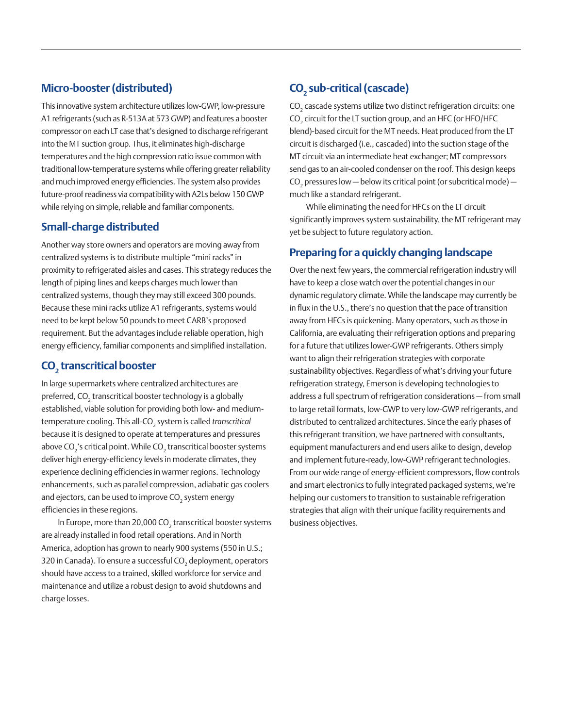## Micro-booster (distributed)

This innovative system architecture utilizes low-GWP, low-pressure A1 refrigerants (such as R-513A at 573 GWP) and features a booster compressor on each LT case that's designed to discharge refrigerant into the MT suction group. Thus, it eliminates high-discharge temperatures and the high compression ratio issue common with traditional low-temperature systems while offering greater reliability and much improved energy efficiencies. The system also provides future-proof readiness via compatibility with A2Ls below 150 GWP while relying on simple, reliable and familiar components.

## Small-charge distributed

Another way store owners and operators are moving away from centralized systems is to distribute multiple "mini racks" in proximity to refrigerated aisles and cases. This strategy reduces the length of piping lines and keeps charges much lower than centralized systems, though they may still exceed 300 pounds. Because these mini racks utilize A1 refrigerants, systems would need to be kept below 50 pounds to meet CARB's proposed requirement. But the advantages include reliable operation, high energy efficiency, familiar components and simplified installation.

## $CO_2$ transcritical booster

In large supermarkets where centralized architectures are preferred, $CO_2$ transcritical booster technology is a globally established, viable solution for providing both low- and medium-temperature cooling. This all-$CO_2$ system is called *transcritical* because it is designed to operate at temperatures and pressures above $CO_2$'s critical point. While $CO_2$ transcritical booster systems deliver high energy-efficiency levels in moderate climates, they experience declining efficiencies in warmer regions. Technology enhancements, such as parallel compression, adiabatic gas coolers and ejectors, can be used to improve $CO_2$ system energy efficiencies in these regions.

In Europe, more than 20,000 $CO_2$ transcritical booster systems are already installed in food retail operations. And in North America, adoption has grown to nearly 900 systems (550 in U.S.; 320 in Canada). To ensure a successful $CO_2$ deployment, operators should have access to a trained, skilled workforce for service and maintenance and utilize a robust design to avoid shutdowns and charge losses.

## $CO_2$ sub-critical (cascade)

$CO_2$ cascade systems utilize two distinct refrigeration circuits: one $CO_2$ circuit for the LT suction group, and an HFC (or HFO/HFC blend)-based circuit for the MT needs. Heat produced from the LT circuit is discharged (i.e., cascaded) into the suction stage of the MT circuit via an intermediate heat exchanger; MT compressors send gas to an air-cooled condenser on the roof. This design keeps $CO_2$ pressures low — below its critical point (or subcritical mode) — much like a standard refrigerant.

While eliminating the need for HFCs on the LT circuit significantly improves system sustainability, the MT refrigerant may yet be subject to future regulatory action.

## Preparing for a quickly changing landscape

Over the next few years, the commercial refrigeration industry will have to keep a close watch over the potential changes in our dynamic regulatory climate. While the landscape may currently be in flux in the U.S., there's no question that the pace of transition away from HFCs is quickening. Many operators, such as those in California, are evaluating their refrigeration options and preparing for a future that utilizes lower-GWP refrigerants. Others simply want to align their refrigeration strategies with corporate sustainability objectives. Regardless of what's driving your future refrigeration strategy, Emerson is developing technologies to address a full spectrum of refrigeration considerations — from small to large retail formats, low-GWP to very low-GWP refrigerants, and distributed to centralized architectures. Since the early phases of this refrigerant transition, we have partnered with consultants, equipment manufacturers and end users alike to design, develop and implement future-ready, low-GWP refrigerant technologies. From our wide range of energy-efficient compressors, flow controls and smart electronics to fully integrated packaged systems, we're helping our customers to transition to sustainable refrigeration strategies that align with their unique facility requirements and business objectives.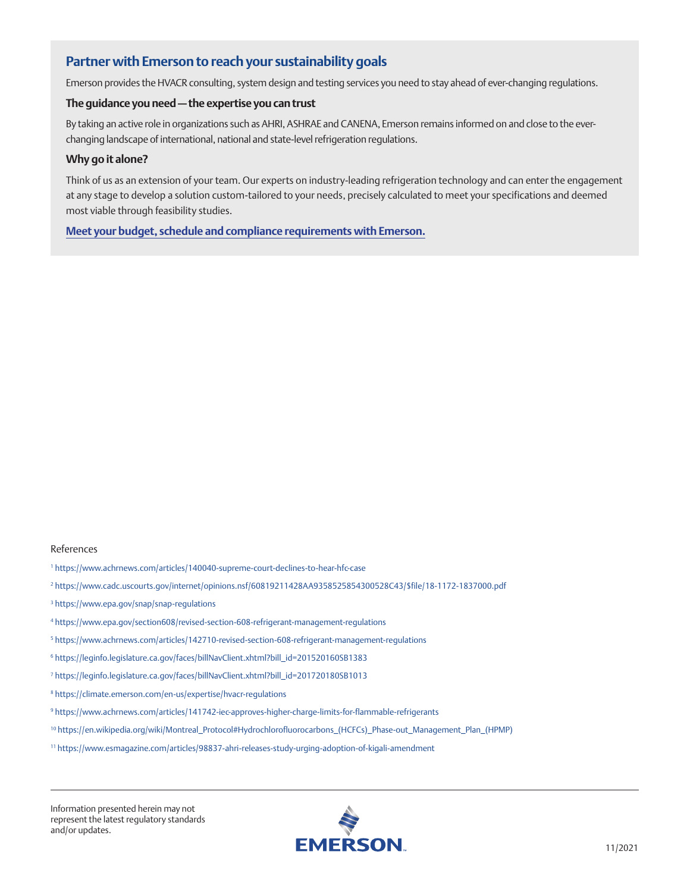## Partner with Emerson to reach your sustainability goals

Emerson provides the HVACR consulting, system design and testing services you need to stay ahead of ever-changing regulations.

### The guidance you need — the expertise you can trust

By taking an active role in organizations such as AHRI, ASHRAE and CANENA, Emerson remains informed on and close to the ever-changing landscape of international, national and state-level refrigeration regulations.

### Why go it alone?

Think of us as an extension of your team. Our experts on industry-leading refrigeration technology and can enter the engagement at any stage to develop a solution custom-tailored to your needs, precisely calculated to meet your specifications and deemed most viable through feasibility studies.

**Meet your budget, schedule and compliance requirements with Emerson.**

References

[1] https://www.achrnews.com/articles/140040-supreme-court-declines-to-hear-hfc-case

[2] https://www.cadc.uscourts.gov/internet/opinions.nsf/60819211428AA9358525854300528C43/$file/18-1172-1837000.pdf

[3] https://www.epa.gov/snap/snap-regulations

[4] https://www.epa.gov/section608/revised-section-608-refrigerant-management-regulations

[5] https://www.achrnews.com/articles/142710-revised-section-608-refrigerant-management-regulations

[6] https://leginfo.legislature.ca.gov/faces/billNavClient.xhtml?bill_id=201520160SB1383

[7] https://leginfo.legislature.ca.gov/faces/billNavClient.xhtml?bill_id=201720180SB1013

[8] https://climate.emerson.com/en-us/expertise/hvacr-regulations

[9] https://www.achrnews.com/articles/141742-iec-approves-higher-charge-limits-for-flammable-refrigerants

[10] https://en.wikipedia.org/wiki/Montreal_Protocol#Hydrochlorofluorocarbons_(HCFCs)_Phase-out_Management_Plan_(HPMP)

[11] https://www.esmagazine.com/articles/98837-ahri-releases-study-urging-adoption-of-kigali-amendment

Information presented herein may not represent the latest regulatory standards and/or updates.

EMERSON

11/2021